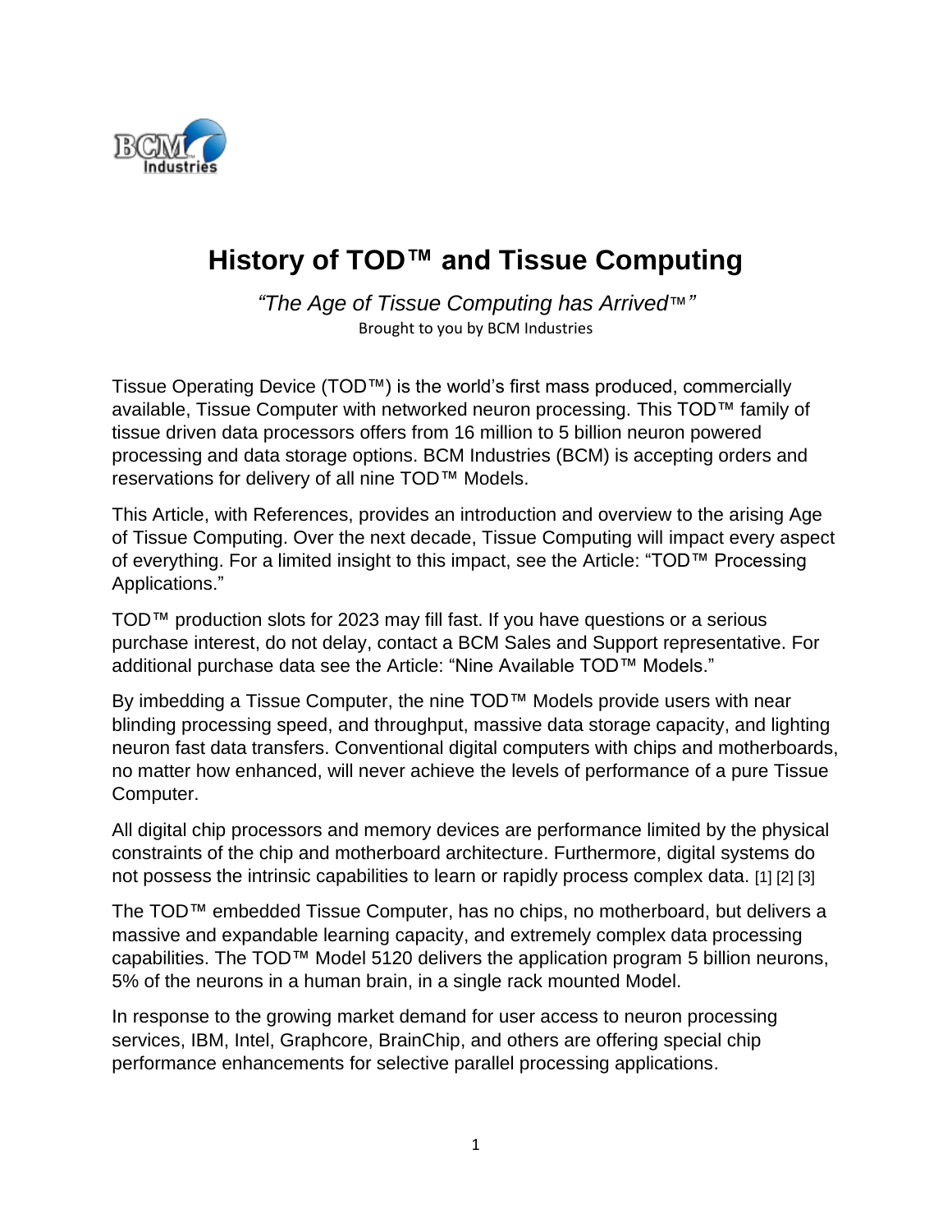# History of TOD™ and Tissue Computing

*"The Age of Tissue Computing has Arrived™"*
Brought to you by BCM Industries

Tissue Operating Device (TOD™) is the world's first mass produced, commercially available, Tissue Computer with networked neuron processing. This TOD™ family of tissue driven data processors offers from 16 million to 5 billion neuron powered processing and data storage options. BCM Industries (BCM) is accepting orders and reservations for delivery of all nine TOD™ Models.

This Article, with References, provides an introduction and overview to the arising Age of Tissue Computing. Over the next decade, Tissue Computing will impact every aspect of everything. For a limited insight to this impact, see the Article: "TOD™ Processing Applications."

TOD™ production slots for 2023 may fill fast. If you have questions or a serious purchase interest, do not delay, contact a BCM Sales and Support representative. For additional purchase data see the Article: "Nine Available TOD™ Models."

By imbedding a Tissue Computer, the nine TOD™ Models provide users with near blinding processing speed, and throughput, massive data storage capacity, and lighting neuron fast data transfers. Conventional digital computers with chips and motherboards, no matter how enhanced, will never achieve the levels of performance of a pure Tissue Computer.

All digital chip processors and memory devices are performance limited by the physical constraints of the chip and motherboard architecture. Furthermore, digital systems do not possess the intrinsic capabilities to learn or rapidly process complex data. [1] [2] [3]

The TOD™ embedded Tissue Computer, has no chips, no motherboard, but delivers a massive and expandable learning capacity, and extremely complex data processing capabilities. The TOD™ Model 5120 delivers the application program 5 billion neurons, 5% of the neurons in a human brain, in a single rack mounted Model.

In response to the growing market demand for user access to neuron processing services, IBM, Intel, Graphcore, BrainChip, and others are offering special chip performance enhancements for selective parallel processing applications.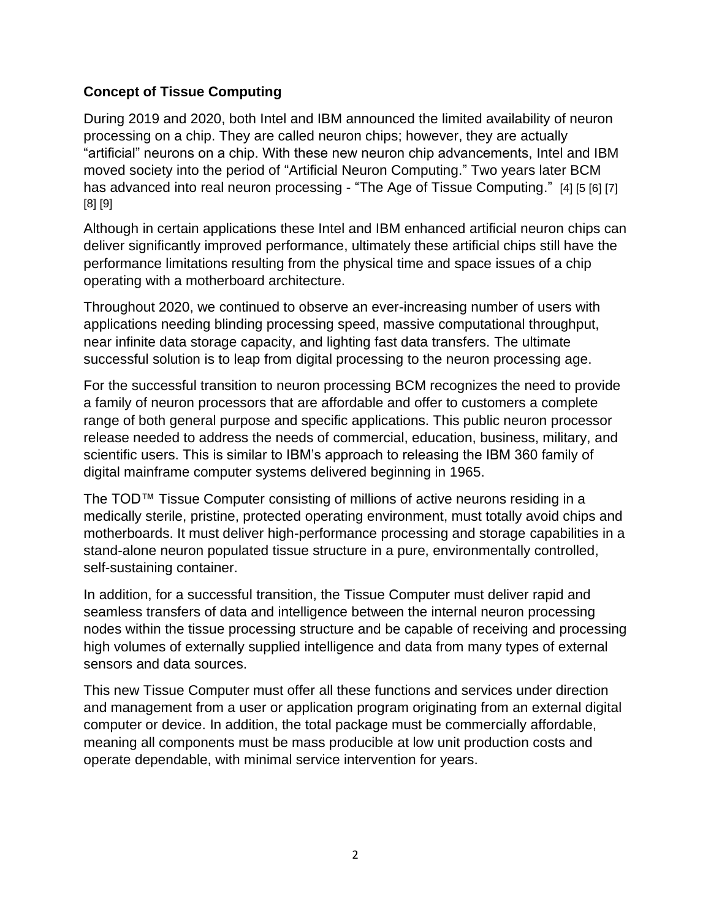**Concept of Tissue Computing**

During 2019 and 2020, both Intel and IBM announced the limited availability of neuron processing on a chip. They are called neuron chips; however, they are actually “artificial” neurons on a chip. With these new neuron chip advancements, Intel and IBM moved society into the period of “Artificial Neuron Computing.” Two years later BCM has advanced into real neuron processing - “The Age of Tissue Computing.” [4] [5 [6] [7] [8] [9]

Although in certain applications these Intel and IBM enhanced artificial neuron chips can deliver significantly improved performance, ultimately these artificial chips still have the performance limitations resulting from the physical time and space issues of a chip operating with a motherboard architecture.

Throughout 2020, we continued to observe an ever-increasing number of users with applications needing blinding processing speed, massive computational throughput, near infinite data storage capacity, and lighting fast data transfers. The ultimate successful solution is to leap from digital processing to the neuron processing age.

For the successful transition to neuron processing BCM recognizes the need to provide a family of neuron processors that are affordable and offer to customers a complete range of both general purpose and specific applications. This public neuron processor release needed to address the needs of commercial, education, business, military, and scientific users. This is similar to IBM’s approach to releasing the IBM 360 family of digital mainframe computer systems delivered beginning in 1965.

The TOD™ Tissue Computer consisting of millions of active neurons residing in a medically sterile, pristine, protected operating environment, must totally avoid chips and motherboards. It must deliver high-performance processing and storage capabilities in a stand-alone neuron populated tissue structure in a pure, environmentally controlled, self-sustaining container.

In addition, for a successful transition, the Tissue Computer must deliver rapid and seamless transfers of data and intelligence between the internal neuron processing nodes within the tissue processing structure and be capable of receiving and processing high volumes of externally supplied intelligence and data from many types of external sensors and data sources.

This new Tissue Computer must offer all these functions and services under direction and management from a user or application program originating from an external digital computer or device. In addition, the total package must be commercially affordable, meaning all components must be mass producible at low unit production costs and operate dependable, with minimal service intervention for years.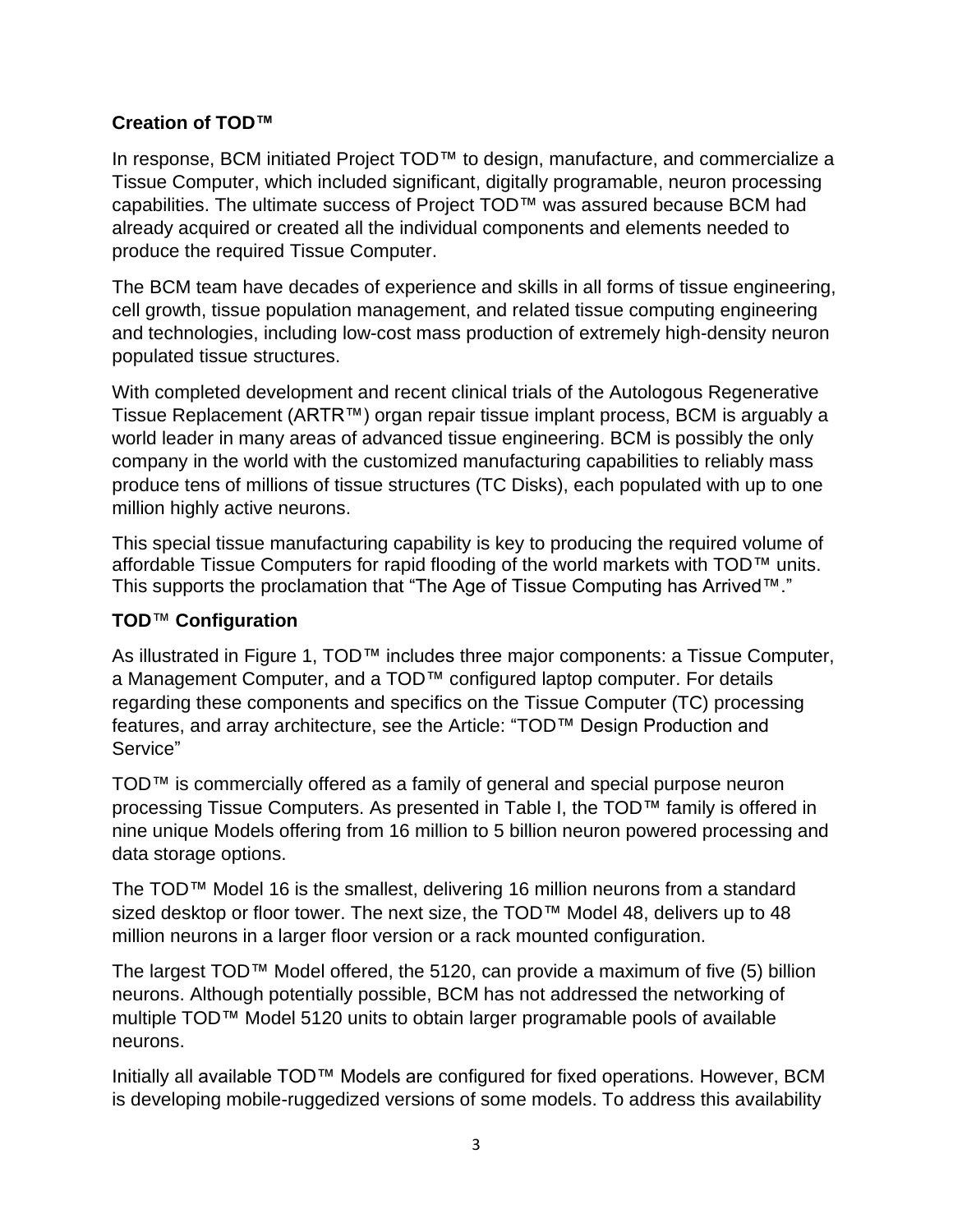**Creation of TOD™**

In response, BCM initiated Project TOD™ to design, manufacture, and commercialize a Tissue Computer, which included significant, digitally programable, neuron processing capabilities. The ultimate success of Project TOD™ was assured because BCM had already acquired or created all the individual components and elements needed to produce the required Tissue Computer.

The BCM team have decades of experience and skills in all forms of tissue engineering, cell growth, tissue population management, and related tissue computing engineering and technologies, including low-cost mass production of extremely high-density neuron populated tissue structures.

With completed development and recent clinical trials of the Autologous Regenerative Tissue Replacement (ARTR™) organ repair tissue implant process, BCM is arguably a world leader in many areas of advanced tissue engineering. BCM is possibly the only company in the world with the customized manufacturing capabilities to reliably mass produce tens of millions of tissue structures (TC Disks), each populated with up to one million highly active neurons.

This special tissue manufacturing capability is key to producing the required volume of affordable Tissue Computers for rapid flooding of the world markets with TOD™ units. This supports the proclamation that "The Age of Tissue Computing has Arrived™."

**TOD™ Configuration**

As illustrated in Figure 1, TOD™ includes three major components: a Tissue Computer, a Management Computer, and a TOD™ configured laptop computer. For details regarding these components and specifics on the Tissue Computer (TC) processing features, and array architecture, see the Article: "TOD™ Design Production and Service"

TOD™ is commercially offered as a family of general and special purpose neuron processing Tissue Computers. As presented in Table I, the TOD™ family is offered in nine unique Models offering from 16 million to 5 billion neuron powered processing and data storage options.

The TOD™ Model 16 is the smallest, delivering 16 million neurons from a standard sized desktop or floor tower. The next size, the TOD™ Model 48, delivers up to 48 million neurons in a larger floor version or a rack mounted configuration.

The largest TOD™ Model offered, the 5120, can provide a maximum of five (5) billion neurons. Although potentially possible, BCM has not addressed the networking of multiple TOD™ Model 5120 units to obtain larger programable pools of available neurons.

Initially all available TOD™ Models are configured for fixed operations. However, BCM is developing mobile-ruggedized versions of some models. To address this availability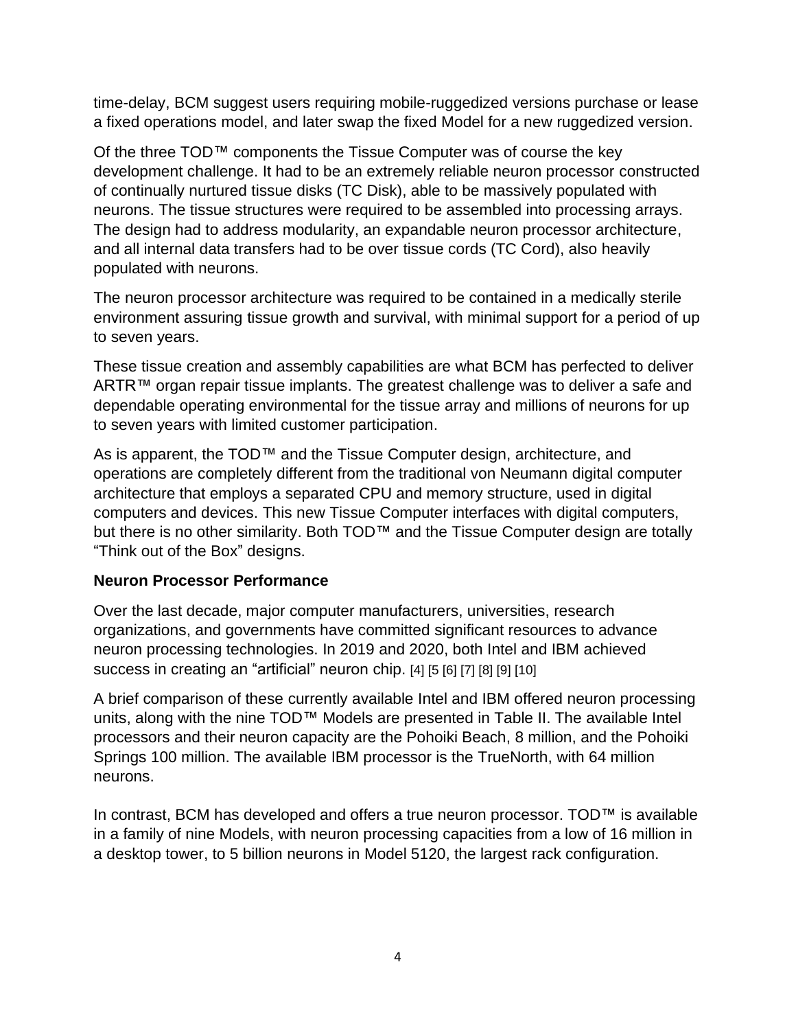time-delay, BCM suggest users requiring mobile-ruggedized versions purchase or lease a fixed operations model, and later swap the fixed Model for a new ruggedized version.

Of the three TOD™ components the Tissue Computer was of course the key development challenge. It had to be an extremely reliable neuron processor constructed of continually nurtured tissue disks (TC Disk), able to be massively populated with neurons. The tissue structures were required to be assembled into processing arrays. The design had to address modularity, an expandable neuron processor architecture, and all internal data transfers had to be over tissue cords (TC Cord), also heavily populated with neurons.

The neuron processor architecture was required to be contained in a medically sterile environment assuring tissue growth and survival, with minimal support for a period of up to seven years.

These tissue creation and assembly capabilities are what BCM has perfected to deliver ARTR™ organ repair tissue implants. The greatest challenge was to deliver a safe and dependable operating environmental for the tissue array and millions of neurons for up to seven years with limited customer participation.

As is apparent, the TOD™ and the Tissue Computer design, architecture, and operations are completely different from the traditional von Neumann digital computer architecture that employs a separated CPU and memory structure, used in digital computers and devices. This new Tissue Computer interfaces with digital computers, but there is no other similarity. Both TOD™ and the Tissue Computer design are totally "Think out of the Box" designs.

### Neuron Processor Performance

Over the last decade, major computer manufacturers, universities, research organizations, and governments have committed significant resources to advance neuron processing technologies. In 2019 and 2020, both Intel and IBM achieved success in creating an "artificial" neuron chip. [4] [5 [6] [7] [8] [9] [10]

A brief comparison of these currently available Intel and IBM offered neuron processing units, along with the nine TOD™ Models are presented in Table II. The available Intel processors and their neuron capacity are the Pohoiki Beach, 8 million, and the Pohoiki Springs 100 million. The available IBM processor is the TrueNorth, with 64 million neurons.

In contrast, BCM has developed and offers a true neuron processor. TOD™ is available in a family of nine Models, with neuron processing capacities from a low of 16 million in a desktop tower, to 5 billion neurons in Model 5120, the largest rack configuration.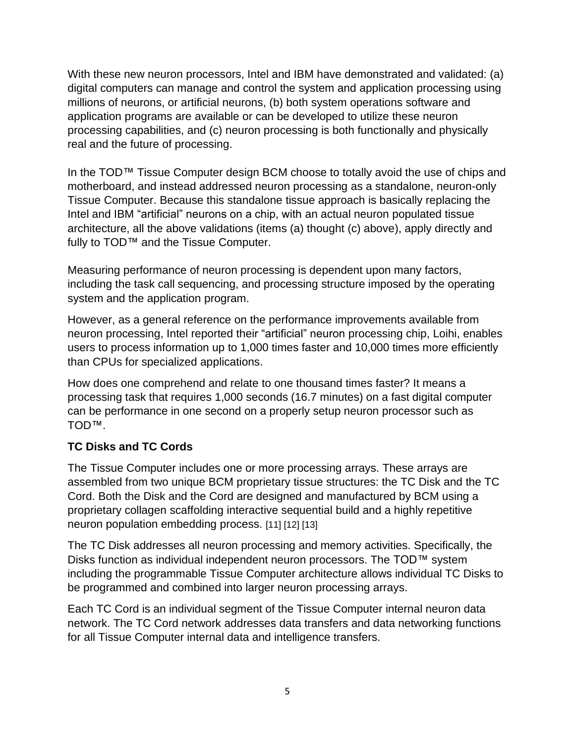With these new neuron processors, Intel and IBM have demonstrated and validated: (a) digital computers can manage and control the system and application processing using millions of neurons, or artificial neurons, (b) both system operations software and application programs are available or can be developed to utilize these neuron processing capabilities, and (c) neuron processing is both functionally and physically real and the future of processing.

In the TOD™ Tissue Computer design BCM choose to totally avoid the use of chips and motherboard, and instead addressed neuron processing as a standalone, neuron-only Tissue Computer. Because this standalone tissue approach is basically replacing the Intel and IBM "artificial" neurons on a chip, with an actual neuron populated tissue architecture, all the above validations (items (a) thought (c) above), apply directly and fully to TOD™ and the Tissue Computer.

Measuring performance of neuron processing is dependent upon many factors, including the task call sequencing, and processing structure imposed by the operating system and the application program.

However, as a general reference on the performance improvements available from neuron processing, Intel reported their "artificial" neuron processing chip, Loihi, enables users to process information up to 1,000 times faster and 10,000 times more efficiently than CPUs for specialized applications.

How does one comprehend and relate to one thousand times faster? It means a processing task that requires 1,000 seconds (16.7 minutes) on a fast digital computer can be performance in one second on a properly setup neuron processor such as TOD™.

### TC Disks and TC Cords

The Tissue Computer includes one or more processing arrays. These arrays are assembled from two unique BCM proprietary tissue structures: the TC Disk and the TC Cord. Both the Disk and the Cord are designed and manufactured by BCM using a proprietary collagen scaffolding interactive sequential build and a highly repetitive neuron population embedding process. [11] [12] [13]

The TC Disk addresses all neuron processing and memory activities. Specifically, the Disks function as individual independent neuron processors. The TOD™ system including the programmable Tissue Computer architecture allows individual TC Disks to be programmed and combined into larger neuron processing arrays.

Each TC Cord is an individual segment of the Tissue Computer internal neuron data network. The TC Cord network addresses data transfers and data networking functions for all Tissue Computer internal data and intelligence transfers.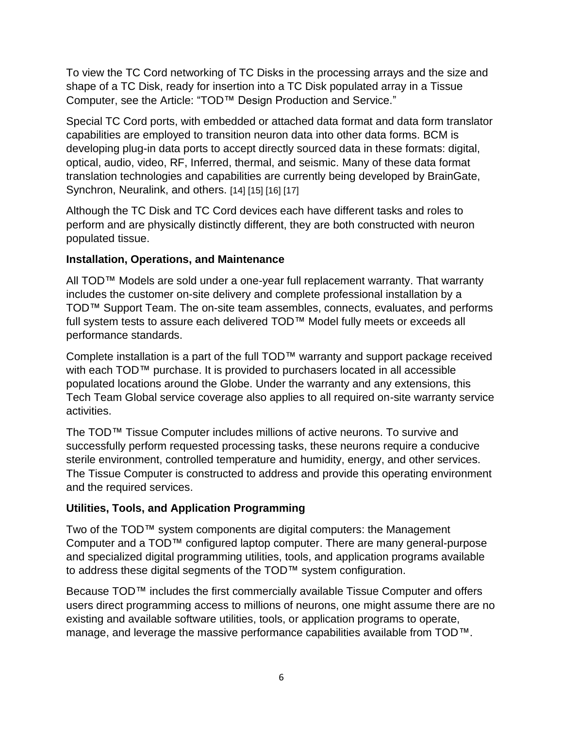To view the TC Cord networking of TC Disks in the processing arrays and the size and shape of a TC Disk, ready for insertion into a TC Disk populated array in a Tissue Computer, see the Article: “TOD™ Design Production and Service.”

Special TC Cord ports, with embedded or attached data format and data form translator capabilities are employed to transition neuron data into other data forms. BCM is developing plug-in data ports to accept directly sourced data in these formats: digital, optical, audio, video, RF, Inferred, thermal, and seismic. Many of these data format translation technologies and capabilities are currently being developed by BrainGate, Synchron, Neuralink, and others. [14] [15] [16] [17]

Although the TC Disk and TC Cord devices each have different tasks and roles to perform and are physically distinctly different, they are both constructed with neuron populated tissue.

**Installation, Operations, and Maintenance**

All TOD™ Models are sold under a one-year full replacement warranty. That warranty includes the customer on-site delivery and complete professional installation by a TOD™ Support Team. The on-site team assembles, connects, evaluates, and performs full system tests to assure each delivered TOD™ Model fully meets or exceeds all performance standards.

Complete installation is a part of the full TOD™ warranty and support package received with each TOD™ purchase. It is provided to purchasers located in all accessible populated locations around the Globe. Under the warranty and any extensions, this Tech Team Global service coverage also applies to all required on-site warranty service activities.

The TOD™ Tissue Computer includes millions of active neurons. To survive and successfully perform requested processing tasks, these neurons require a conducive sterile environment, controlled temperature and humidity, energy, and other services. The Tissue Computer is constructed to address and provide this operating environment and the required services.

**Utilities, Tools, and Application Programming**

Two of the TOD™ system components are digital computers: the Management Computer and a TOD™ configured laptop computer. There are many general-purpose and specialized digital programming utilities, tools, and application programs available to address these digital segments of the TOD™ system configuration.

Because TOD™ includes the first commercially available Tissue Computer and offers users direct programming access to millions of neurons, one might assume there are no existing and available software utilities, tools, or application programs to operate, manage, and leverage the massive performance capabilities available from TOD™.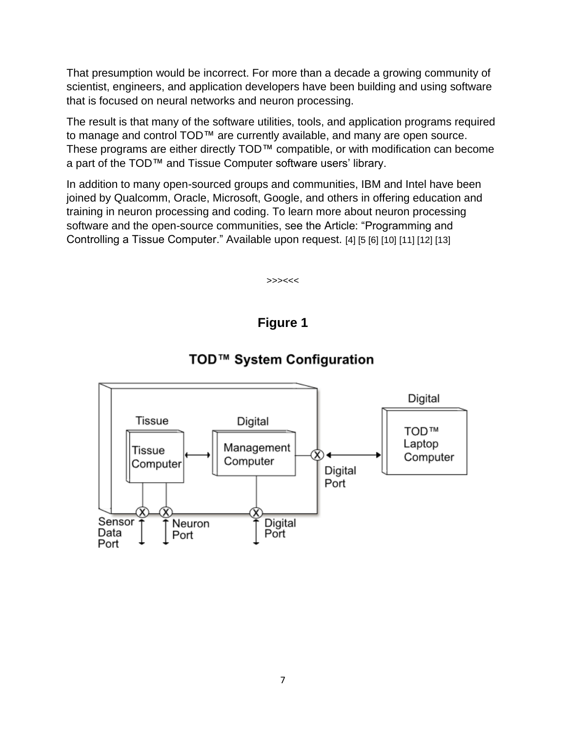That presumption would be incorrect. For more than a decade a growing community of scientist, engineers, and application developers have been building and using software that is focused on neural networks and neuron processing.

The result is that many of the software utilities, tools, and application programs required to manage and control TOD™ are currently available, and many are open source. These programs are either directly TOD™ compatible, or with modification can become a part of the TOD™ and Tissue Computer software users' library.

In addition to many open-sourced groups and communities, IBM and Intel have been joined by Qualcomm, Oracle, Microsoft, Google, and others in offering education and training in neuron processing and coding. To learn more about neuron processing software and the open-source communities, see the Article: "Programming and Controlling a Tissue Computer." Available upon request. [4] [5 [6] [10] [11] [12] [13]

>>><<<

**Figure 1**

**TOD™ System Configuration**

Tissue

Tissue Computer

Digital

Management Computer

Digital

TOD™ Laptop Computer

Digital Port

Sensor Data Port

Neuron Port

Digital Port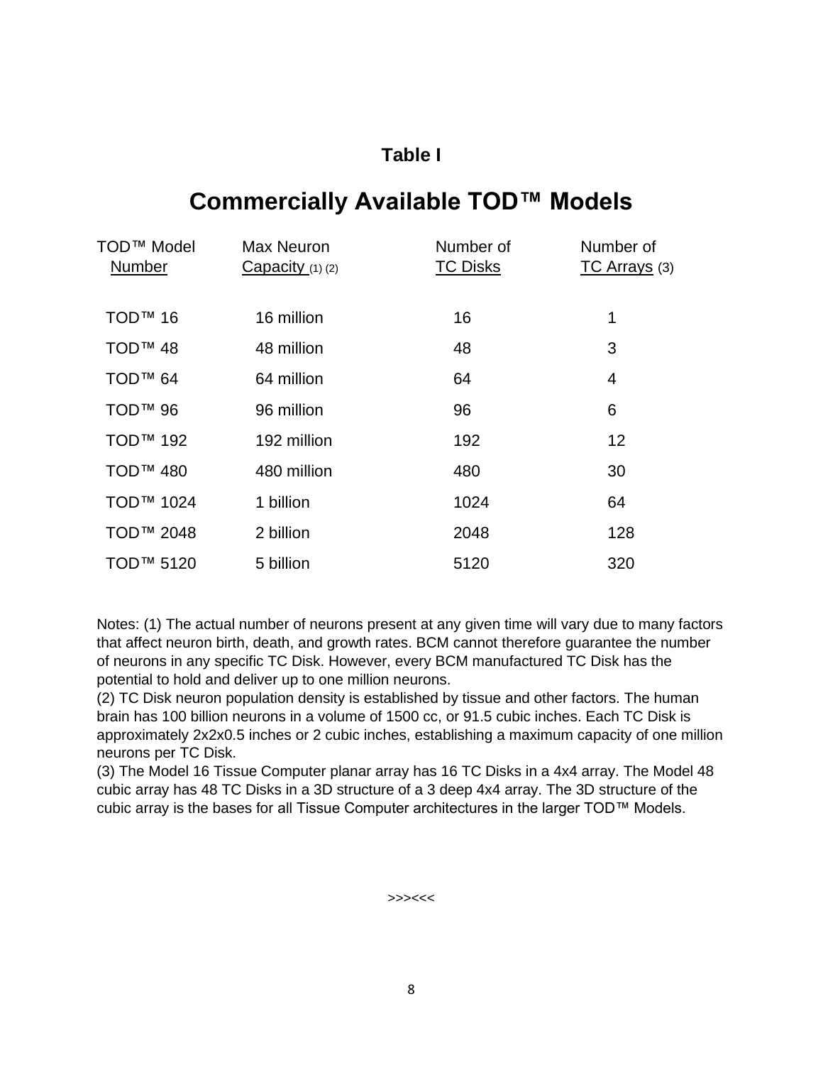**Table I**

## Commercially Available TOD™ Models

| TOD™ Model Number | Max Neuron Capacity (1) (2) | Number of TC Disks | Number of TC Arrays (3) |
|---|---|---|---|
| TOD™ 16 | 16 million | 16 | 1 |
| TOD™ 48 | 48 million | 48 | 3 |
| TOD™ 64 | 64 million | 64 | 4 |
| TOD™ 96 | 96 million | 96 | 6 |
| TOD™ 192 | 192 million | 192 | 12 |
| TOD™ 480 | 480 million | 480 | 30 |
| TOD™ 1024 | 1 billion | 1024 | 64 |
| TOD™ 2048 | 2 billion | 2048 | 128 |
| TOD™ 5120 | 5 billion | 5120 | 320 |

Notes: (1) The actual number of neurons present at any given time will vary due to many factors that affect neuron birth, death, and growth rates. BCM cannot therefore guarantee the number of neurons in any specific TC Disk. However, every BCM manufactured TC Disk has the potential to hold and deliver up to one million neurons.
(2) TC Disk neuron population density is established by tissue and other factors. The human brain has 100 billion neurons in a volume of 1500 cc, or 91.5 cubic inches. Each TC Disk is approximately 2x2x0.5 inches or 2 cubic inches, establishing a maximum capacity of one million neurons per TC Disk.
(3) The Model 16 Tissue Computer planar array has 16 TC Disks in a 4x4 array. The Model 48 cubic array has 48 TC Disks in a 3D structure of a 3 deep 4x4 array. The 3D structure of the cubic array is the bases for all Tissue Computer architectures in the larger TOD™ Models.

>>><<<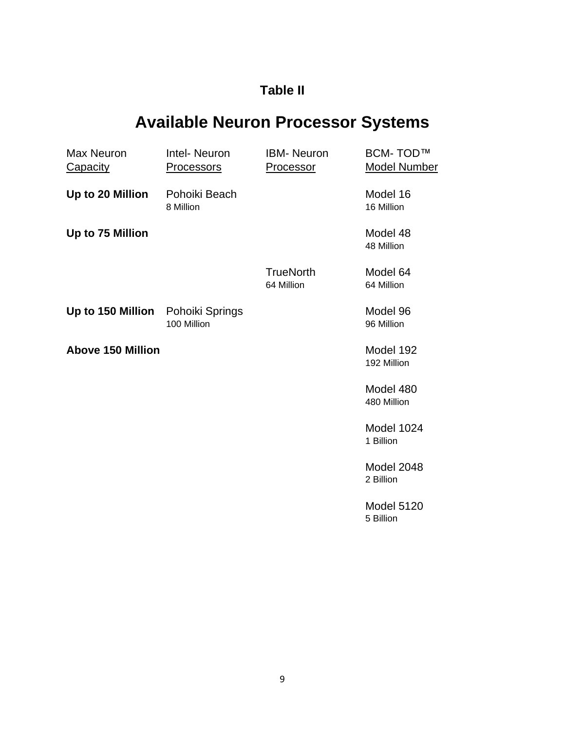**Table II**

# Available Neuron Processor Systems

| Max Neuron Capacity | Intel- Neuron Processors | IBM- Neuron Processor | BCM- TOD™ Model Number |
|---|---|---|---|
| **Up to 20 Million** | Pohoiki Beach<br>8 Million | | Model 16<br>16 Million |
| **Up to 75 Million** | | | Model 48<br>48 Million |
| | | TrueNorth<br>64 Million | Model 64<br>64 Million |
| **Up to 150 Million** | Pohoiki Springs<br>100 Million | | Model 96<br>96 Million |
| **Above 150 Million** | | | Model 192<br>192 Million |
| | | | Model 480<br>480 Million |
| | | | Model 1024<br>1 Billion |
| | | | Model 2048<br>2 Billion |
| | | | Model 5120<br>5 Billion |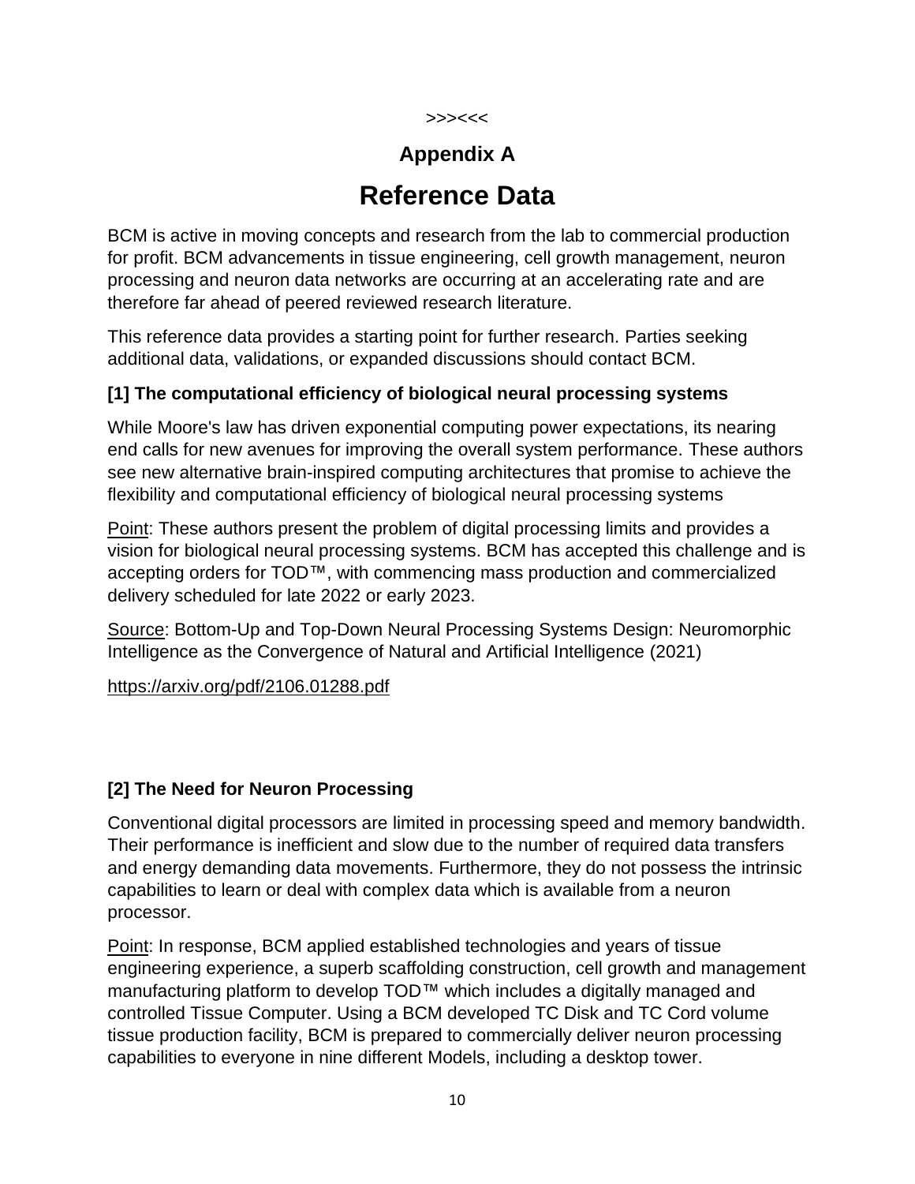>>><<<

# Appendix A

# Reference Data

BCM is active in moving concepts and research from the lab to commercial production for profit. BCM advancements in tissue engineering, cell growth management, neuron processing and neuron data networks are occurring at an accelerating rate and are therefore far ahead of peered reviewed research literature.

This reference data provides a starting point for further research. Parties seeking additional data, validations, or expanded discussions should contact BCM.

### [1] The computational efficiency of biological neural processing systems

While Moore's law has driven exponential computing power expectations, its nearing end calls for new avenues for improving the overall system performance. These authors see new alternative brain-inspired computing architectures that promise to achieve the flexibility and computational efficiency of biological neural processing systems

Point: These authors present the problem of digital processing limits and provides a vision for biological neural processing systems. BCM has accepted this challenge and is accepting orders for TOD™, with commencing mass production and commercialized delivery scheduled for late 2022 or early 2023.

Source: Bottom-Up and Top-Down Neural Processing Systems Design: Neuromorphic Intelligence as the Convergence of Natural and Artificial Intelligence (2021)

https://arxiv.org/pdf/2106.01288.pdf

### [2] The Need for Neuron Processing

Conventional digital processors are limited in processing speed and memory bandwidth. Their performance is inefficient and slow due to the number of required data transfers and energy demanding data movements. Furthermore, they do not possess the intrinsic capabilities to learn or deal with complex data which is available from a neuron processor.

Point: In response, BCM applied established technologies and years of tissue engineering experience, a superb scaffolding construction, cell growth and management manufacturing platform to develop TOD™ which includes a digitally managed and controlled Tissue Computer. Using a BCM developed TC Disk and TC Cord volume tissue production facility, BCM is prepared to commercially deliver neuron processing capabilities to everyone in nine different Models, including a desktop tower.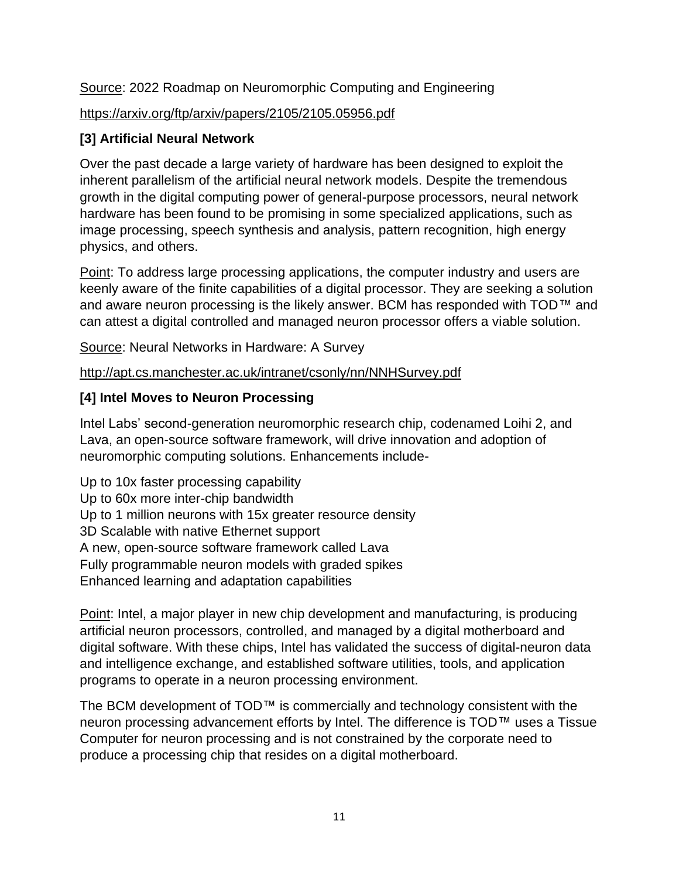Source: 2022 Roadmap on Neuromorphic Computing and Engineering

https://arxiv.org/ftp/arxiv/papers/2105/2105.05956.pdf

### [3] Artificial Neural Network

Over the past decade a large variety of hardware has been designed to exploit the inherent parallelism of the artificial neural network models. Despite the tremendous growth in the digital computing power of general-purpose processors, neural network hardware has been found to be promising in some specialized applications, such as image processing, speech synthesis and analysis, pattern recognition, high energy physics, and others.

Point: To address large processing applications, the computer industry and users are keenly aware of the finite capabilities of a digital processor. They are seeking a solution and aware neuron processing is the likely answer. BCM has responded with TOD™ and can attest a digital controlled and managed neuron processor offers a viable solution.

Source: Neural Networks in Hardware: A Survey

http://apt.cs.manchester.ac.uk/intranet/csonly/nn/NNHSurvey.pdf

### [4] Intel Moves to Neuron Processing

Intel Labs' second-generation neuromorphic research chip, codenamed Loihi 2, and Lava, an open-source software framework, will drive innovation and adoption of neuromorphic computing solutions. Enhancements include-

Up to 10x faster processing capability
Up to 60x more inter-chip bandwidth
Up to 1 million neurons with 15x greater resource density
3D Scalable with native Ethernet support
A new, open-source software framework called Lava
Fully programmable neuron models with graded spikes
Enhanced learning and adaptation capabilities

Point: Intel, a major player in new chip development and manufacturing, is producing artificial neuron processors, controlled, and managed by a digital motherboard and digital software. With these chips, Intel has validated the success of digital-neuron data and intelligence exchange, and established software utilities, tools, and application programs to operate in a neuron processing environment.

The BCM development of TOD™ is commercially and technology consistent with the neuron processing advancement efforts by Intel. The difference is TOD™ uses a Tissue Computer for neuron processing and is not constrained by the corporate need to produce a processing chip that resides on a digital motherboard.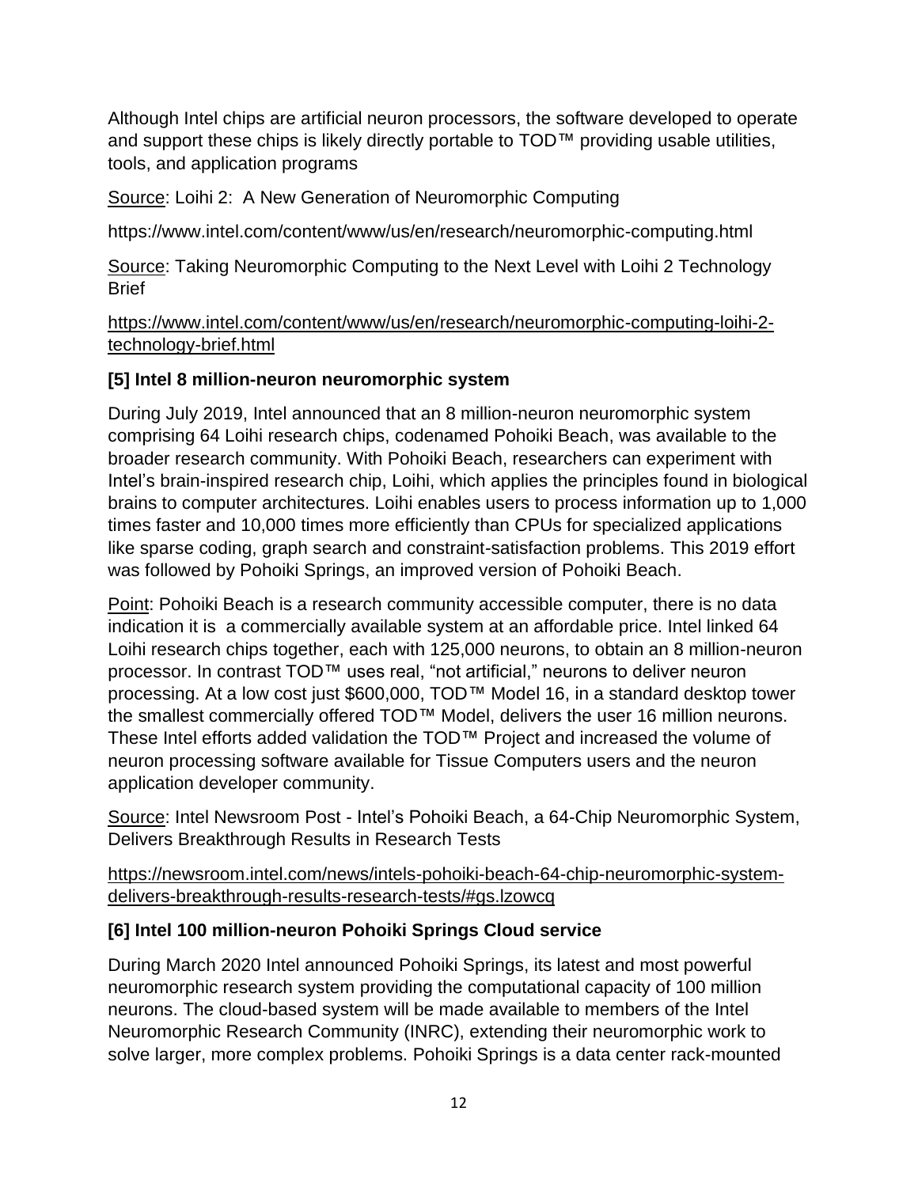Although Intel chips are artificial neuron processors, the software developed to operate and support these chips is likely directly portable to TOD™ providing usable utilities, tools, and application programs

Source: Loihi 2: A New Generation of Neuromorphic Computing

https://www.intel.com/content/www/us/en/research/neuromorphic-computing.html

Source: Taking Neuromorphic Computing to the Next Level with Loihi 2 Technology Brief

https://www.intel.com/content/www/us/en/research/neuromorphic-computing-loihi-2-technology-brief.html

### [5] Intel 8 million-neuron neuromorphic system

During July 2019, Intel announced that an 8 million-neuron neuromorphic system comprising 64 Loihi research chips, codenamed Pohoiki Beach, was available to the broader research community. With Pohoiki Beach, researchers can experiment with Intel's brain-inspired research chip, Loihi, which applies the principles found in biological brains to computer architectures. Loihi enables users to process information up to 1,000 times faster and 10,000 times more efficiently than CPUs for specialized applications like sparse coding, graph search and constraint-satisfaction problems. This 2019 effort was followed by Pohoiki Springs, an improved version of Pohoiki Beach.

Point: Pohoiki Beach is a research community accessible computer, there is no data indication it is a commercially available system at an affordable price. Intel linked 64 Loihi research chips together, each with 125,000 neurons, to obtain an 8 million-neuron processor. In contrast TOD™ uses real, "not artificial," neurons to deliver neuron processing. At a low cost just $600,000, TOD™ Model 16, in a standard desktop tower the smallest commercially offered TOD™ Model, delivers the user 16 million neurons. These Intel efforts added validation the TOD™ Project and increased the volume of neuron processing software available for Tissue Computers users and the neuron application developer community.

Source: Intel Newsroom Post - Intel's Pohoiki Beach, a 64-Chip Neuromorphic System, Delivers Breakthrough Results in Research Tests

https://newsroom.intel.com/news/intels-pohoiki-beach-64-chip-neuromorphic-system-delivers-breakthrough-results-research-tests/#gs.lzowcq

### [6] Intel 100 million-neuron Pohoiki Springs Cloud service

During March 2020 Intel announced Pohoiki Springs, its latest and most powerful neuromorphic research system providing the computational capacity of 100 million neurons. The cloud-based system will be made available to members of the Intel Neuromorphic Research Community (INRC), extending their neuromorphic work to solve larger, more complex problems. Pohoiki Springs is a data center rack-mounted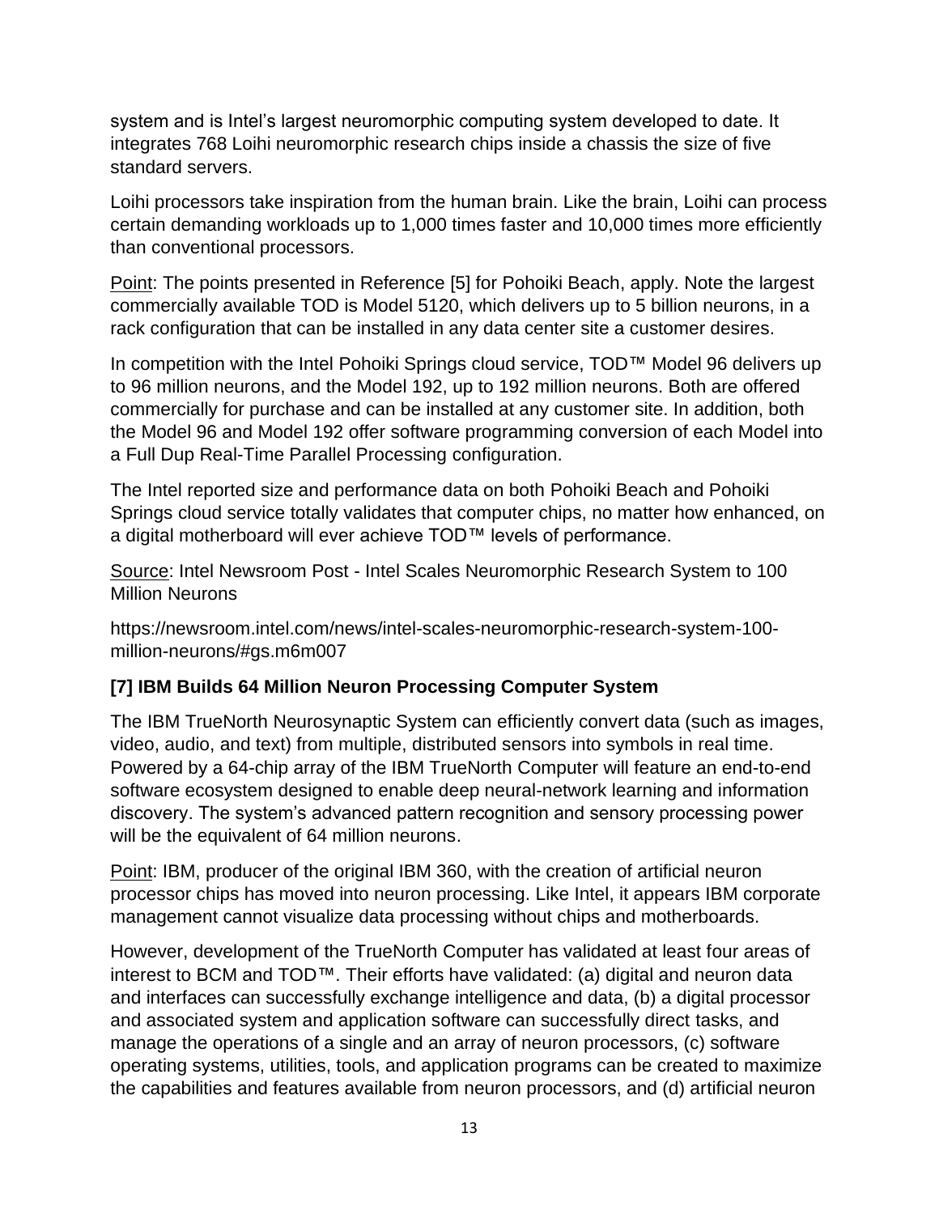system and is Intel's largest neuromorphic computing system developed to date. It integrates 768 Loihi neuromorphic research chips inside a chassis the size of five standard servers.

Loihi processors take inspiration from the human brain. Like the brain, Loihi can process certain demanding workloads up to 1,000 times faster and 10,000 times more efficiently than conventional processors.

<u>Point</u>: The points presented in Reference [5] for Pohoiki Beach, apply. Note the largest commercially available TOD is Model 5120, which delivers up to 5 billion neurons, in a rack configuration that can be installed in any data center site a customer desires.

In competition with the Intel Pohoiki Springs cloud service, TOD™ Model 96 delivers up to 96 million neurons, and the Model 192, up to 192 million neurons. Both are offered commercially for purchase and can be installed at any customer site. In addition, both the Model 96 and Model 192 offer software programming conversion of each Model into a Full Dup Real-Time Parallel Processing configuration.

The Intel reported size and performance data on both Pohoiki Beach and Pohoiki Springs cloud service totally validates that computer chips, no matter how enhanced, on a digital motherboard will ever achieve TOD™ levels of performance.

<u>Source</u>: Intel Newsroom Post - Intel Scales Neuromorphic Research System to 100 Million Neurons

https://newsroom.intel.com/news/intel-scales-neuromorphic-research-system-100-million-neurons/#gs.m6m007

### [7] IBM Builds 64 Million Neuron Processing Computer System

The IBM TrueNorth Neurosynaptic System can efficiently convert data (such as images, video, audio, and text) from multiple, distributed sensors into symbols in real time. Powered by a 64-chip array of the IBM TrueNorth Computer will feature an end-to-end software ecosystem designed to enable deep neural-network learning and information discovery. The system's advanced pattern recognition and sensory processing power will be the equivalent of 64 million neurons.

<u>Point</u>: IBM, producer of the original IBM 360, with the creation of artificial neuron processor chips has moved into neuron processing. Like Intel, it appears IBM corporate management cannot visualize data processing without chips and motherboards.

However, development of the TrueNorth Computer has validated at least four areas of interest to BCM and TOD™. Their efforts have validated: (a) digital and neuron data and interfaces can successfully exchange intelligence and data, (b) a digital processor and associated system and application software can successfully direct tasks, and manage the operations of a single and an array of neuron processors, (c) software operating systems, utilities, tools, and application programs can be created to maximize the capabilities and features available from neuron processors, and (d) artificial neuron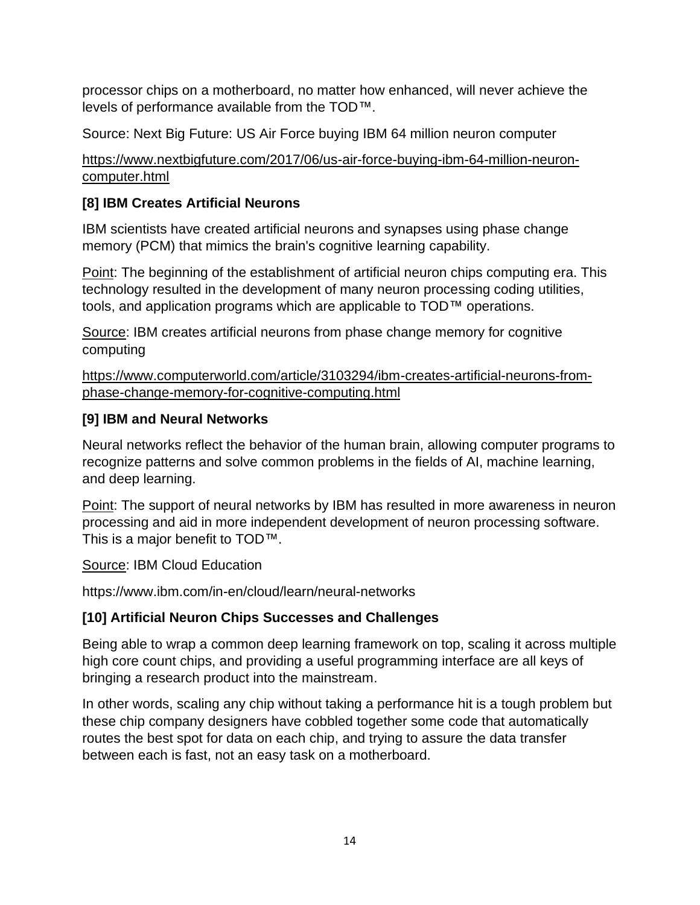processor chips on a motherboard, no matter how enhanced, will never achieve the levels of performance available from the TOD™.

Source: Next Big Future: US Air Force buying IBM 64 million neuron computer

https://www.nextbigfuture.com/2017/06/us-air-force-buying-ibm-64-million-neuron-computer.html

**[8] IBM Creates Artificial Neurons**

IBM scientists have created artificial neurons and synapses using phase change memory (PCM) that mimics the brain's cognitive learning capability.

Point: The beginning of the establishment of artificial neuron chips computing era. This technology resulted in the development of many neuron processing coding utilities, tools, and application programs which are applicable to TOD™ operations.

Source: IBM creates artificial neurons from phase change memory for cognitive computing

https://www.computerworld.com/article/3103294/ibm-creates-artificial-neurons-from-phase-change-memory-for-cognitive-computing.html

**[9] IBM and Neural Networks**

Neural networks reflect the behavior of the human brain, allowing computer programs to recognize patterns and solve common problems in the fields of AI, machine learning, and deep learning.

Point: The support of neural networks by IBM has resulted in more awareness in neuron processing and aid in more independent development of neuron processing software. This is a major benefit to TOD™.

Source: IBM Cloud Education

https://www.ibm.com/in-en/cloud/learn/neural-networks

**[10] Artificial Neuron Chips Successes and Challenges**

Being able to wrap a common deep learning framework on top, scaling it across multiple high core count chips, and providing a useful programming interface are all keys of bringing a research product into the mainstream.

In other words, scaling any chip without taking a performance hit is a tough problem but these chip company designers have cobbled together some code that automatically routes the best spot for data on each chip, and trying to assure the data transfer between each is fast, not an easy task on a motherboard.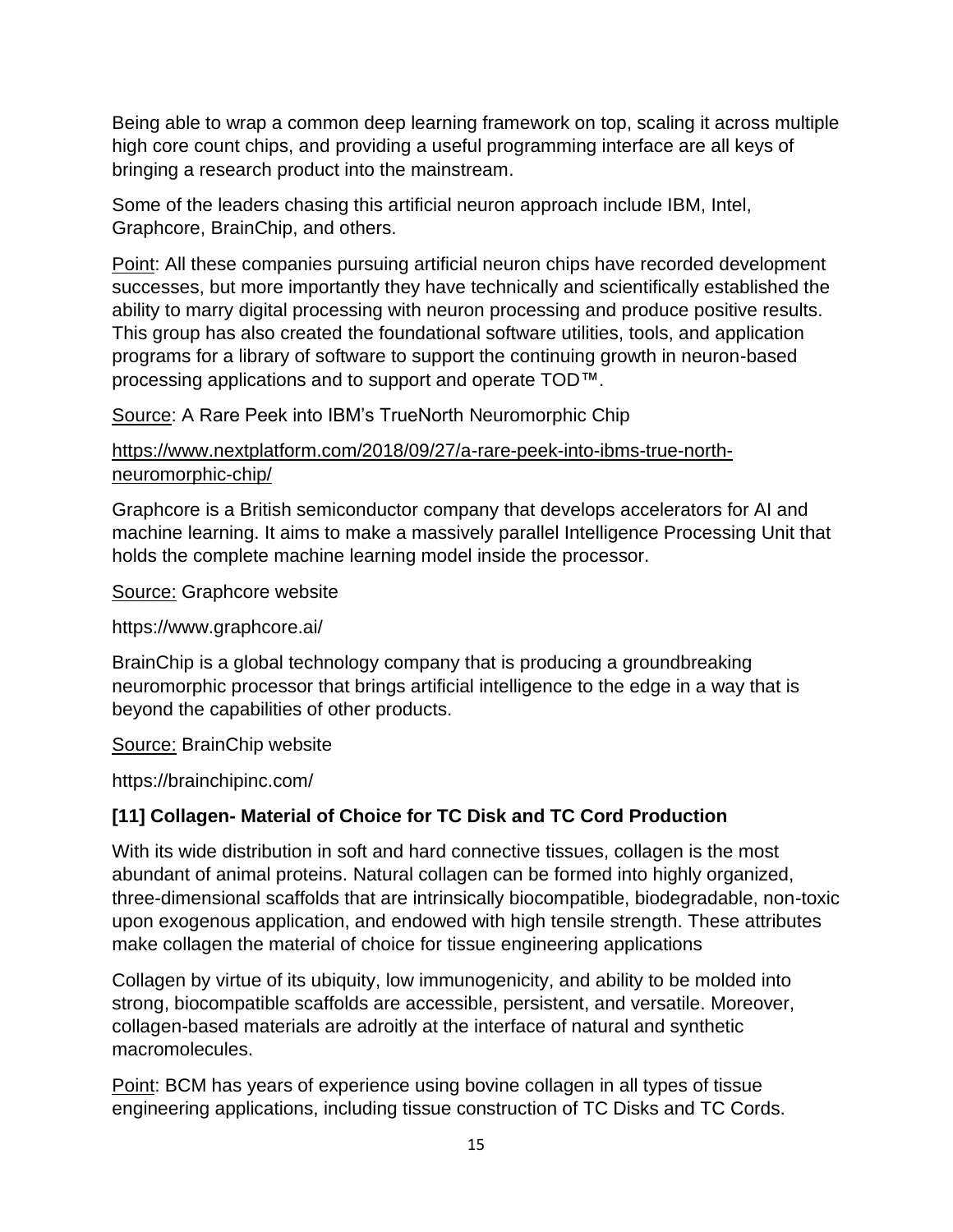Being able to wrap a common deep learning framework on top, scaling it across multiple high core count chips, and providing a useful programming interface are all keys of bringing a research product into the mainstream.

Some of the leaders chasing this artificial neuron approach include IBM, Intel, Graphcore, BrainChip, and others.

Point: All these companies pursuing artificial neuron chips have recorded development successes, but more importantly they have technically and scientifically established the ability to marry digital processing with neuron processing and produce positive results. This group has also created the foundational software utilities, tools, and application programs for a library of software to support the continuing growth in neuron-based processing applications and to support and operate TOD™.

Source: A Rare Peek into IBM's TrueNorth Neuromorphic Chip

https://www.nextplatform.com/2018/09/27/a-rare-peek-into-ibms-true-north-neuromorphic-chip/

Graphcore is a British semiconductor company that develops accelerators for AI and machine learning. It aims to make a massively parallel Intelligence Processing Unit that holds the complete machine learning model inside the processor.

Source: Graphcore website

https://www.graphcore.ai/

BrainChip is a global technology company that is producing a groundbreaking neuromorphic processor that brings artificial intelligence to the edge in a way that is beyond the capabilities of other products.

Source: BrainChip website

https://brainchipinc.com/

### [11] Collagen- Material of Choice for TC Disk and TC Cord Production

With its wide distribution in soft and hard connective tissues, collagen is the most abundant of animal proteins. Natural collagen can be formed into highly organized, three-dimensional scaffolds that are intrinsically biocompatible, biodegradable, non-toxic upon exogenous application, and endowed with high tensile strength. These attributes make collagen the material of choice for tissue engineering applications

Collagen by virtue of its ubiquity, low immunogenicity, and ability to be molded into strong, biocompatible scaffolds are accessible, persistent, and versatile. Moreover, collagen-based materials are adroitly at the interface of natural and synthetic macromolecules.

Point: BCM has years of experience using bovine collagen in all types of tissue engineering applications, including tissue construction of TC Disks and TC Cords.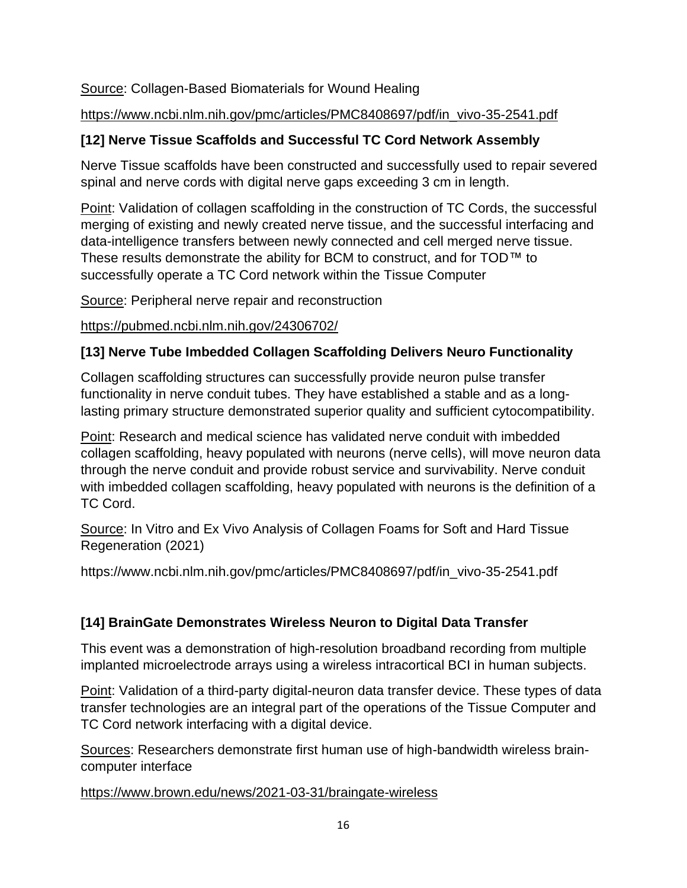Source: Collagen-Based Biomaterials for Wound Healing

https://www.ncbi.nlm.nih.gov/pmc/articles/PMC8408697/pdf/in_vivo-35-2541.pdf

### [12] Nerve Tissue Scaffolds and Successful TC Cord Network Assembly

Nerve Tissue scaffolds have been constructed and successfully used to repair severed spinal and nerve cords with digital nerve gaps exceeding 3 cm in length.

Point: Validation of collagen scaffolding in the construction of TC Cords, the successful merging of existing and newly created nerve tissue, and the successful interfacing and data-intelligence transfers between newly connected and cell merged nerve tissue. These results demonstrate the ability for BCM to construct, and for TOD™ to successfully operate a TC Cord network within the Tissue Computer

Source: Peripheral nerve repair and reconstruction

https://pubmed.ncbi.nlm.nih.gov/24306702/

### [13] Nerve Tube Imbedded Collagen Scaffolding Delivers Neuro Functionality

Collagen scaffolding structures can successfully provide neuron pulse transfer functionality in nerve conduit tubes. They have established a stable and as a long-lasting primary structure demonstrated superior quality and sufficient cytocompatibility.

Point: Research and medical science has validated nerve conduit with imbedded collagen scaffolding, heavy populated with neurons (nerve cells), will move neuron data through the nerve conduit and provide robust service and survivability. Nerve conduit with imbedded collagen scaffolding, heavy populated with neurons is the definition of a TC Cord.

Source: In Vitro and Ex Vivo Analysis of Collagen Foams for Soft and Hard Tissue Regeneration (2021)

https://www.ncbi.nlm.nih.gov/pmc/articles/PMC8408697/pdf/in_vivo-35-2541.pdf

### [14] BrainGate Demonstrates Wireless Neuron to Digital Data Transfer

This event was a demonstration of high-resolution broadband recording from multiple implanted microelectrode arrays using a wireless intracortical BCI in human subjects.

Point: Validation of a third-party digital-neuron data transfer device. These types of data transfer technologies are an integral part of the operations of the Tissue Computer and TC Cord network interfacing with a digital device.

Sources: Researchers demonstrate first human use of high-bandwidth wireless brain-computer interface

https://www.brown.edu/news/2021-03-31/braingate-wireless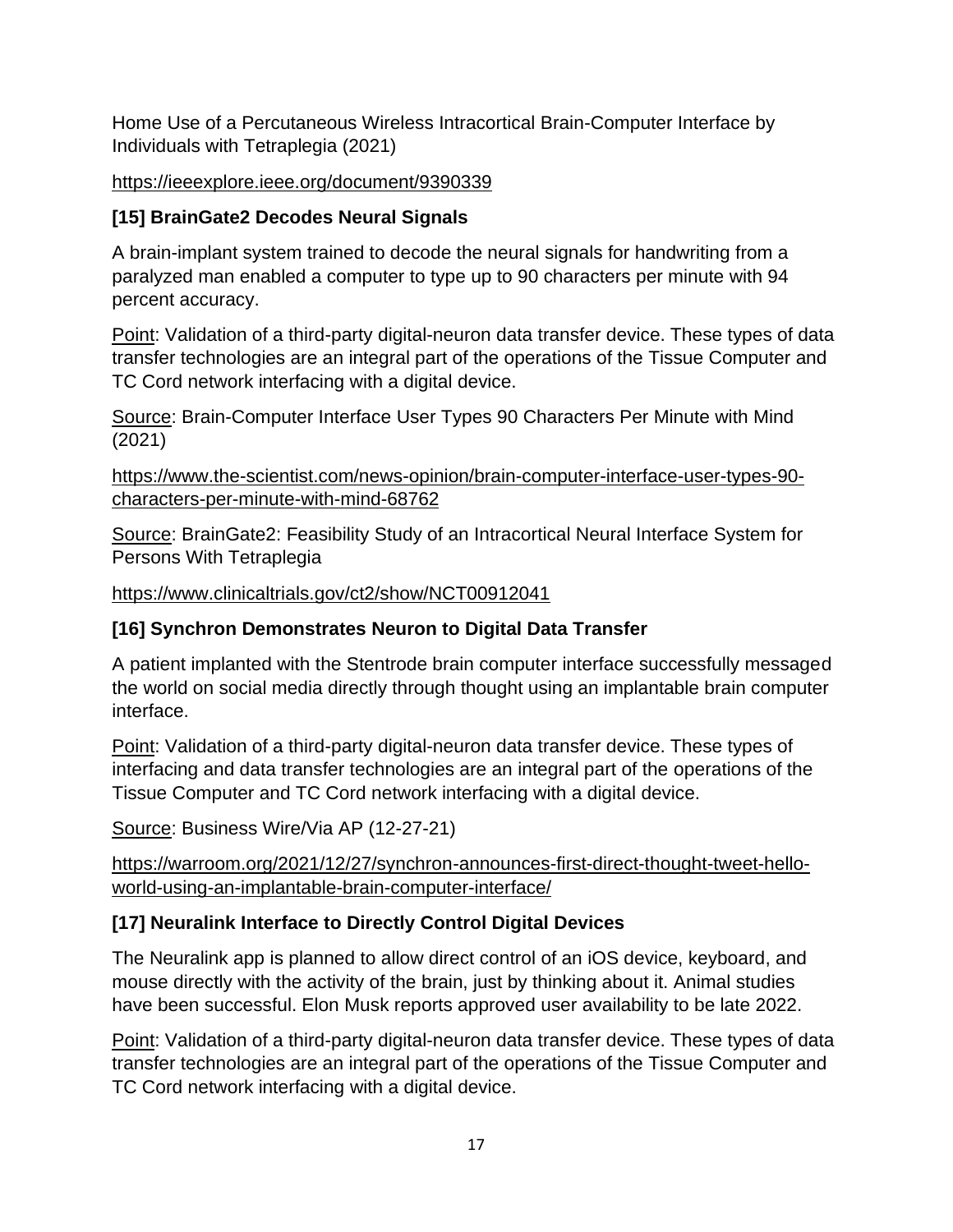Home Use of a Percutaneous Wireless Intracortical Brain-Computer Interface by Individuals with Tetraplegia (2021)

https://ieeexplore.ieee.org/document/9390339

### [15] BrainGate2 Decodes Neural Signals

A brain-implant system trained to decode the neural signals for handwriting from a paralyzed man enabled a computer to type up to 90 characters per minute with 94 percent accuracy.

Point: Validation of a third-party digital-neuron data transfer device. These types of data transfer technologies are an integral part of the operations of the Tissue Computer and TC Cord network interfacing with a digital device.

Source: Brain-Computer Interface User Types 90 Characters Per Minute with Mind (2021)

https://www.the-scientist.com/news-opinion/brain-computer-interface-user-types-90-characters-per-minute-with-mind-68762

Source: BrainGate2: Feasibility Study of an Intracortical Neural Interface System for Persons With Tetraplegia

https://www.clinicaltrials.gov/ct2/show/NCT00912041

### [16] Synchron Demonstrates Neuron to Digital Data Transfer

A patient implanted with the Stentrode brain computer interface successfully messaged the world on social media directly through thought using an implantable brain computer interface.

Point: Validation of a third-party digital-neuron data transfer device. These types of interfacing and data transfer technologies are an integral part of the operations of the Tissue Computer and TC Cord network interfacing with a digital device.

Source: Business Wire/Via AP (12-27-21)

https://warroom.org/2021/12/27/synchron-announces-first-direct-thought-tweet-hello-world-using-an-implantable-brain-computer-interface/

### [17] Neuralink Interface to Directly Control Digital Devices

The Neuralink app is planned to allow direct control of an iOS device, keyboard, and mouse directly with the activity of the brain, just by thinking about it. Animal studies have been successful. Elon Musk reports approved user availability to be late 2022.

Point: Validation of a third-party digital-neuron data transfer device. These types of data transfer technologies are an integral part of the operations of the Tissue Computer and TC Cord network interfacing with a digital device.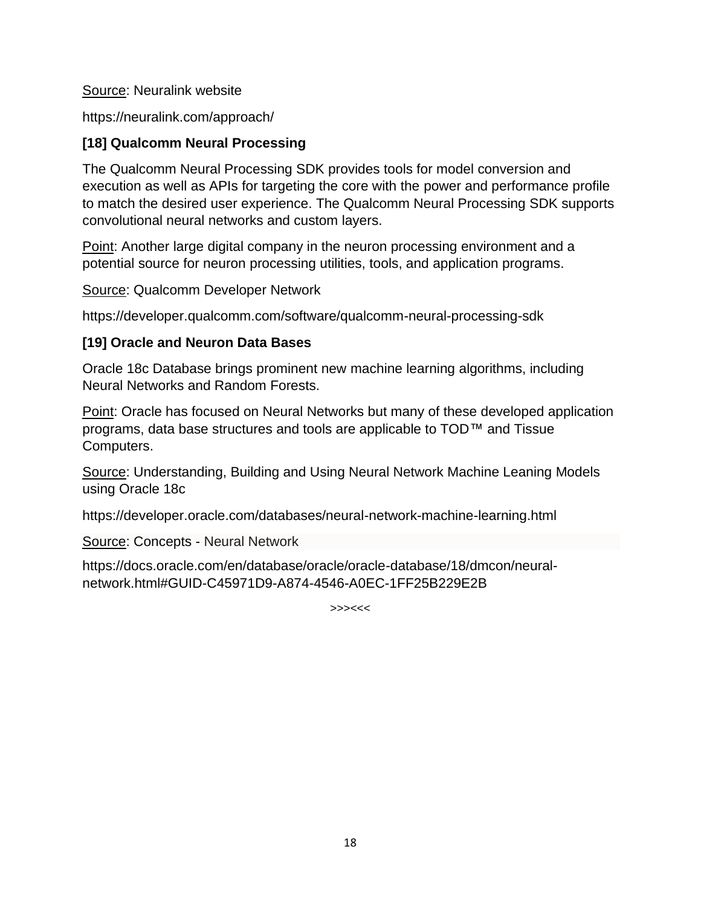Source: Neuralink website

https://neuralink.com/approach/

**[18] Qualcomm Neural Processing**

The Qualcomm Neural Processing SDK provides tools for model conversion and execution as well as APIs for targeting the core with the power and performance profile to match the desired user experience. The Qualcomm Neural Processing SDK supports convolutional neural networks and custom layers.

Point: Another large digital company in the neuron processing environment and a potential source for neuron processing utilities, tools, and application programs.

Source: Qualcomm Developer Network

https://developer.qualcomm.com/software/qualcomm-neural-processing-sdk

**[19] Oracle and Neuron Data Bases**

Oracle 18c Database brings prominent new machine learning algorithms, including Neural Networks and Random Forests.

Point: Oracle has focused on Neural Networks but many of these developed application programs, data base structures and tools are applicable to TOD™ and Tissue Computers.

Source: Understanding, Building and Using Neural Network Machine Leaning Models using Oracle 18c

https://developer.oracle.com/databases/neural-network-machine-learning.html

Source: Concepts - Neural Network

https://docs.oracle.com/en/database/oracle/oracle-database/18/dmcon/neural-network.html#GUID-C45971D9-A874-4546-A0EC-1FF25B229E2B

>>><<<